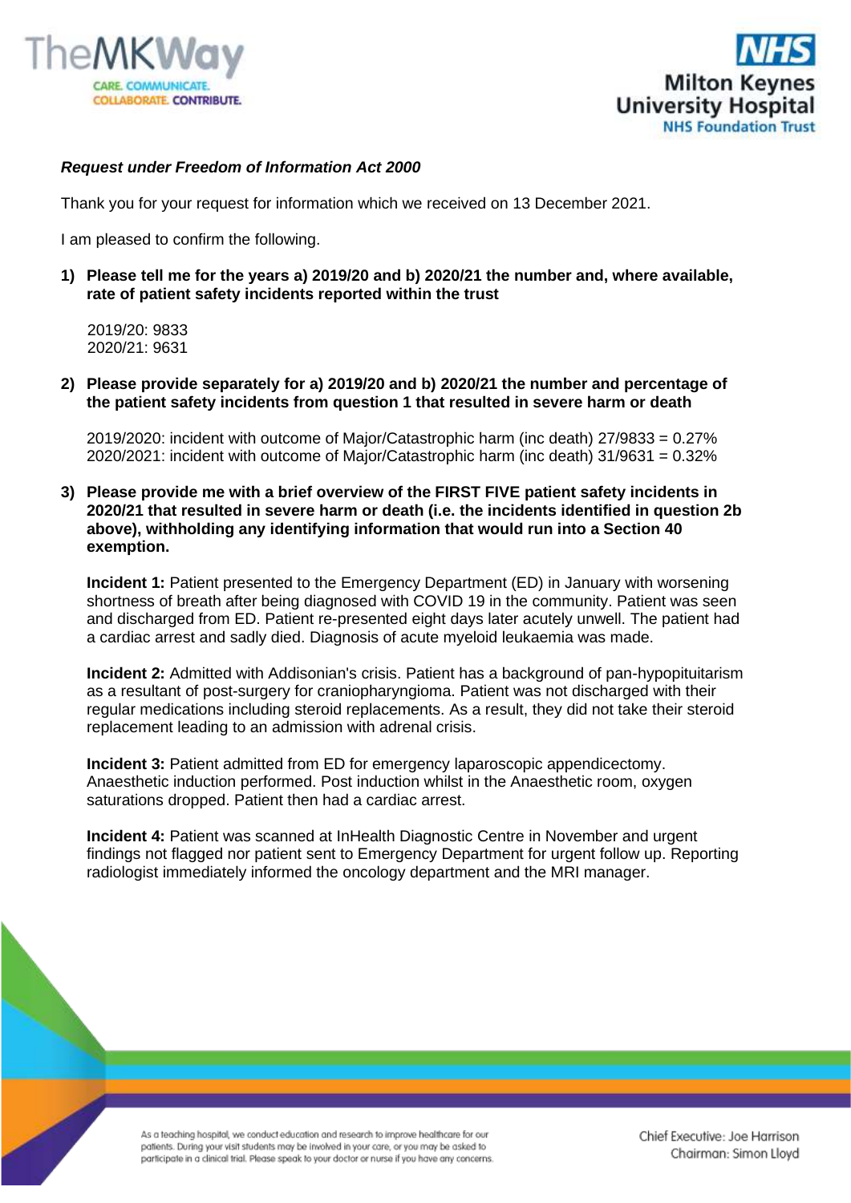***Request under Freedom of Information Act 2000***

Thank you for your request for information which we received on 13 December 2021.

I am pleased to confirm the following.

1) **Please tell me for the years a) 2019/20 and b) 2020/21 the number and, where available, rate of patient safety incidents reported within the trust**

   2019/20: 9833
   2020/21: 9631

2) **Please provide separately for a) 2019/20 and b) 2020/21 the number and percentage of the patient safety incidents from question 1 that resulted in severe harm or death**

   2019/2020: incident with outcome of Major/Catastrophic harm (inc death) 27/9833 = 0.27%
   2020/2021: incident with outcome of Major/Catastrophic harm (inc death) 31/9631 = 0.32%

3) **Please provide me with a brief overview of the FIRST FIVE patient safety incidents in 2020/21 that resulted in severe harm or death (i.e. the incidents identified in question 2b above), withholding any identifying information that would run into a Section 40 exemption.**

   **Incident 1:** Patient presented to the Emergency Department (ED) in January with worsening shortness of breath after being diagnosed with COVID 19 in the community. Patient was seen and discharged from ED. Patient re-presented eight days later acutely unwell. The patient had a cardiac arrest and sadly died. Diagnosis of acute myeloid leukaemia was made.

   **Incident 2:** Admitted with Addisonian's crisis. Patient has a background of pan-hypopituitarism as a resultant of post-surgery for craniopharyngioma. Patient was not discharged with their regular medications including steroid replacements. As a result, they did not take their steroid replacement leading to an admission with adrenal crisis.

   **Incident 3:** Patient admitted from ED for emergency laparoscopic appendicectomy. Anaesthetic induction performed. Post induction whilst in the Anaesthetic room, oxygen saturations dropped. Patient then had a cardiac arrest.

   **Incident 4:** Patient was scanned at InHealth Diagnostic Centre in November and urgent findings not flagged nor patient sent to Emergency Department for urgent follow up. Reporting radiologist immediately informed the oncology department and the MRI manager.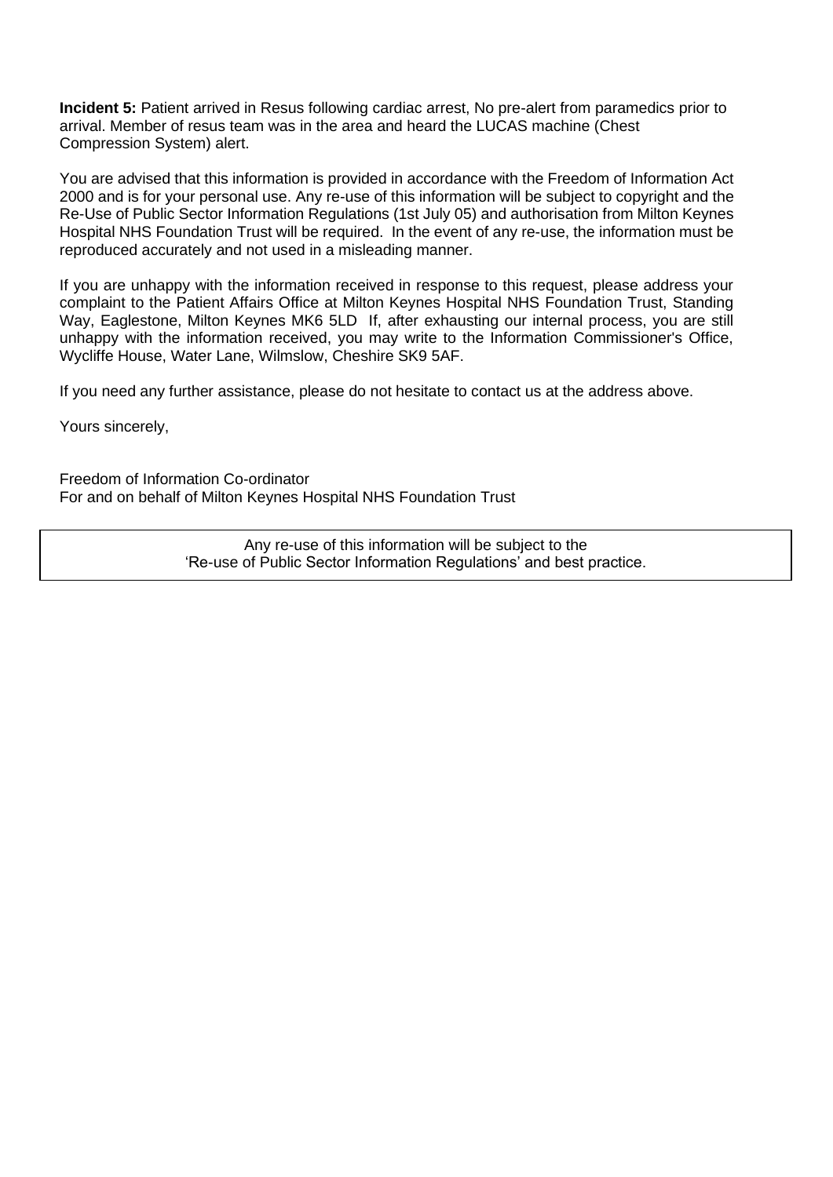**Incident 5:** Patient arrived in Resus following cardiac arrest, No pre-alert from paramedics prior to arrival. Member of resus team was in the area and heard the LUCAS machine (Chest Compression System) alert.

You are advised that this information is provided in accordance with the Freedom of Information Act 2000 and is for your personal use. Any re-use of this information will be subject to copyright and the Re-Use of Public Sector Information Regulations (1st July 05) and authorisation from Milton Keynes Hospital NHS Foundation Trust will be required. In the event of any re-use, the information must be reproduced accurately and not used in a misleading manner.

If you are unhappy with the information received in response to this request, please address your complaint to the Patient Affairs Office at Milton Keynes Hospital NHS Foundation Trust, Standing Way, Eaglestone, Milton Keynes MK6 5LD If, after exhausting our internal process, you are still unhappy with the information received, you may write to the Information Commissioner's Office, Wycliffe House, Water Lane, Wilmslow, Cheshire SK9 5AF.

If you need any further assistance, please do not hesitate to contact us at the address above.

Yours sincerely,

Freedom of Information Co-ordinator
For and on behalf of Milton Keynes Hospital NHS Foundation Trust

| |
|---|
| Any re-use of this information will be subject to the 'Re-use of Public Sector Information Regulations' and best practice. |